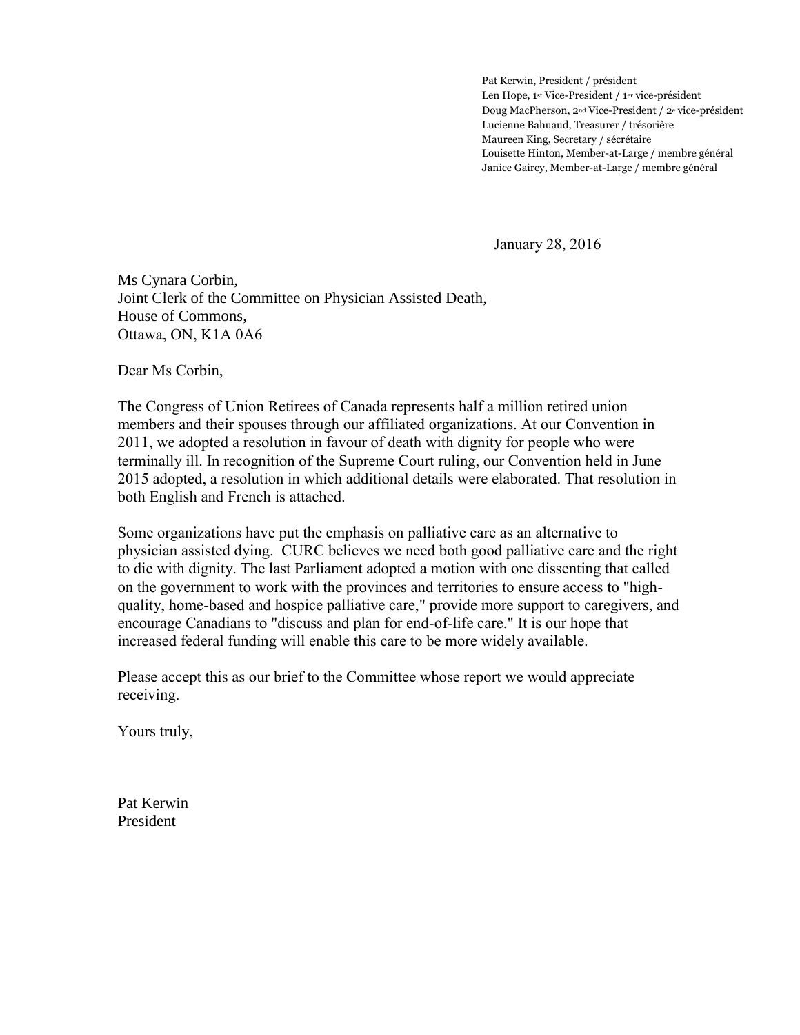Pat Kerwin, President / président
Len Hope, 1st Vice-President / 1er vice-président
Doug MacPherson, 2nd Vice-President / 2e vice-président
Lucienne Bahuaud, Treasurer / trésorière
Maureen King, Secretary / sécrétaire
Louisette Hinton, Member-at-Large / membre général
Janice Gairey, Member-at-Large / membre général

January 28, 2016

Ms Cynara Corbin,
Joint Clerk of the Committee on Physician Assisted Death,
House of Commons,
Ottawa, ON, K1A 0A6

Dear Ms Corbin,

The Congress of Union Retirees of Canada represents half a million retired union members and their spouses through our affiliated organizations. At our Convention in 2011, we adopted a resolution in favour of death with dignity for people who were terminally ill. In recognition of the Supreme Court ruling, our Convention held in June 2015 adopted, a resolution in which additional details were elaborated. That resolution in both English and French is attached.

Some organizations have put the emphasis on palliative care as an alternative to physician assisted dying. CURC believes we need both good palliative care and the right to die with dignity. The last Parliament adopted a motion with one dissenting that called on the government to work with the provinces and territories to ensure access to "high-quality, home-based and hospice palliative care," provide more support to caregivers, and encourage Canadians to "discuss and plan for end-of-life care." It is our hope that increased federal funding will enable this care to be more widely available.

Please accept this as our brief to the Committee whose report we would appreciate receiving.

Yours truly,

Pat Kerwin
President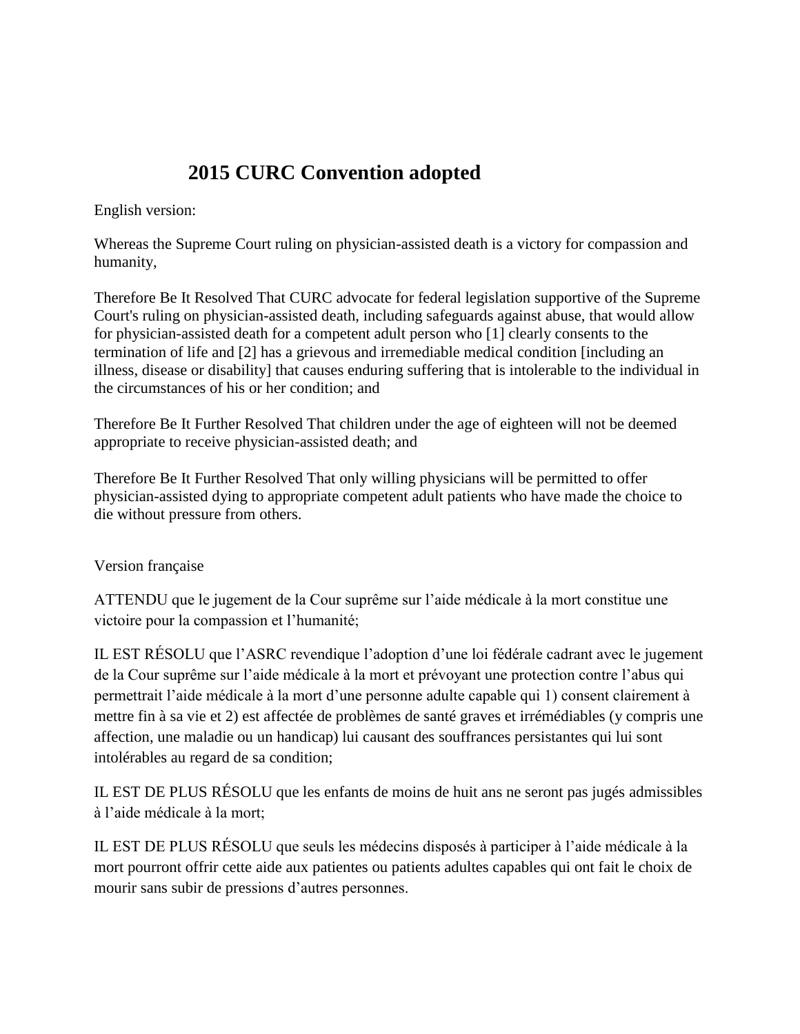# 2015 CURC Convention adopted

English version:

Whereas the Supreme Court ruling on physician-assisted death is a victory for compassion and humanity,

Therefore Be It Resolved That CURC advocate for federal legislation supportive of the Supreme Court's ruling on physician-assisted death, including safeguards against abuse, that would allow for physician-assisted death for a competent adult person who [1] clearly consents to the termination of life and [2] has a grievous and irremediable medical condition [including an illness, disease or disability] that causes enduring suffering that is intolerable to the individual in the circumstances of his or her condition; and

Therefore Be It Further Resolved That children under the age of eighteen will not be deemed appropriate to receive physician-assisted death; and

Therefore Be It Further Resolved That only willing physicians will be permitted to offer physician-assisted dying to appropriate competent adult patients who have made the choice to die without pressure from others.

Version française

ATTENDU que le jugement de la Cour suprême sur l'aide médicale à la mort constitue une victoire pour la compassion et l'humanité;

IL EST RÉSOLU que l'ASRC revendique l'adoption d'une loi fédérale cadrant avec le jugement de la Cour suprême sur l'aide médicale à la mort et prévoyant une protection contre l'abus qui permettrait l'aide médicale à la mort d'une personne adulte capable qui 1) consent clairement à mettre fin à sa vie et 2) est affectée de problèmes de santé graves et irrémédiables (y compris une affection, une maladie ou un handicap) lui causant des souffrances persistantes qui lui sont intolérables au regard de sa condition;

IL EST DE PLUS RÉSOLU que les enfants de moins de huit ans ne seront pas jugés admissibles à l'aide médicale à la mort;

IL EST DE PLUS RÉSOLU que seuls les médecins disposés à participer à l'aide médicale à la mort pourront offrir cette aide aux patientes ou patients adultes capables qui ont fait le choix de mourir sans subir de pressions d'autres personnes.